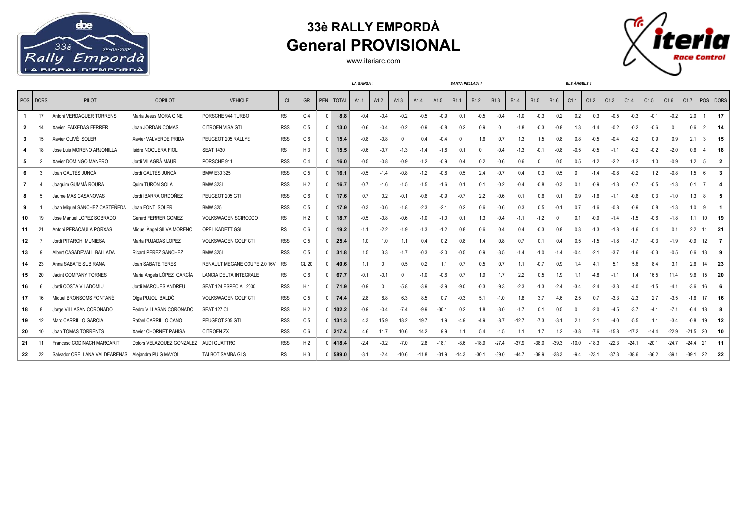# 33è RALLY EMPORDÀ

## General PROVISIONAL

www.iteriarc.com

| | | | | | | | | | LA GANGA 1 | | | | | SANTA PELLAIA 1 | | | | | | ELS ÀNGELS 1 | | | | | | | | |
|---|---|---|---|---|---|---|---|---|---|---|---|---|---|---|---|---|---|---|---|---|---|---|---|---|---|---|---|---|
| POS | DORS | PILOT | COPILOT | VEHICLE | CL | GR | PEN | TOTAL | A1.1 | A1.2 | A1.3 | A1.4 | A1.5 | B1.1 | B1.2 | B1.3 | B1.4 | B1.5 | B1.6 | C1.1 | C1.2 | C1.3 | C1.4 | C1.5 | C1.6 | C1.7 | POS | DORS |
| 1 | 17 | Antoni VERDAGUER TORRENS | María Jesús MORA GINE | PORSCHE 944 TURBO | RS | C 4 | 0 | 8.8 | -0.4 | -0.4 | -0.2 | -0.5 | -0.9 | 0.1 | -0.5 | -0.4 | -1.0 | -0.3 | 0.2 | 0.2 | 0.3 | -0.5 | -0.3 | -0.1 | -0.2 | 2.0 | 1 | 17 |
| 2 | 14 | Xavier FAIXEDAS FERRER | Joan JORDAN COMAS | CITROEN VISA GTI | RSS | C 5 | 0 | 13.0 | -0.6 | -0.4 | -0.2 | -0.9 | -0.8 | 0.2 | 0.9 | 0 | -1.8 | -0.3 | -0.8 | 1.3 | -1.4 | -0.2 | -0.2 | -0.6 | 0 | 0.6 | 2 | 14 |
| 3 | 15 | Xavier OLIVÉ SOLER | Xavier VALVERDE PRIDA | PEUGEOT 205 RALLYE | RSS | C 6 | 0 | 15.4 | -0.8 | -0.8 | 0 | 0.4 | -0.4 | 0 | 1.6 | 0.7 | 1.3 | 1.5 | 0.8 | 0.8 | -0.5 | -0.4 | -0.2 | 0.9 | 0.9 | 2.1 | 3 | 15 |
| 4 | 18 | Jose Luis MORENO ARJONILLA | Isidre NOGUERA FIOL | SEAT 1430 | RS | H 3 | 0 | 15.5 | -0.6 | -0.7 | -1.3 | -1.4 | -1.8 | 0.1 | 0 | -0.4 | -1.3 | -0.1 | -0.8 | -0.5 | -0.5 | -1.1 | -0.2 | -0.2 | -2.0 | 0.6 | 4 | 18 |
| 5 | 2 | Xavier DOMINGO MANERO | Jordi VILAGRÀ MAURI | PORSCHE 911 | RSS | C 4 | 0 | 16.0 | -0.5 | -0.8 | -0.9 | -1.2 | -0.9 | 0.4 | 0.2 | -0.6 | 0.6 | 0 | 0.5 | 0.5 | -1.2 | -2.2 | -1.2 | 1.0 | -0.9 | 1.2 | 5 | 2 |
| 6 | 3 | Joan GALTÉS JUNCÀ | Jordi GALTÉS JUNCÀ | BMW E30 325 | RSS | C 5 | 0 | 16.1 | -0.5 | -1.4 | -0.8 | -1.2 | -0.8 | 0.5 | 2.4 | -0.7 | 0.4 | 0.3 | 0.5 | 0 | -1.4 | -0.8 | -0.2 | 1.2 | -0.8 | 1.5 | 6 | 3 |
| 7 | 4 | Joaquim GUMMÀ ROURA | Quim TURÓN SOLÀ | BMW 323I | RSS | H 2 | 0 | 16.7 | -0.7 | -1.6 | -1.5 | -1.5 | -1.6 | 0.1 | 0.1 | -0.2 | -0.4 | -0.8 | -0.3 | 0.1 | -0.9 | -1.3 | -0.7 | -0.5 | -1.3 | 0.1 | 7 | 4 |
| 8 | 5 | Jaume MAS CASANOVAS | Jordi IBARRA ORDOÑEZ | PEUGEOT 205 GTI | RSS | C 6 | 0 | 17.6 | 0.7 | 0.2 | -0.1 | -0.6 | -0.9 | -0.7 | 2.2 | -0.6 | 0.1 | 0.6 | 0.1 | 0.9 | -1.6 | -1.1 | -0.6 | 0.3 | -1.0 | 1.3 | 8 | 5 |
| 9 | 1 | Joan Miquel SANCHEZ CASTEÑEDA | Joan FONT SOLER | BMW 325 | RSS | C 5 | 0 | 17.9 | -0.3 | -0.6 | -1.8 | -2.3 | -2.1 | 0.2 | 0.6 | -0.6 | 0.3 | 0.5 | -0.1 | 0.7 | -1.6 | -0.8 | -0.9 | 0.8 | -1.3 | 1.0 | 9 | 1 |
| 10 | 19 | Jose Manuel LOPEZ SOBRADO | Gerard FERRER GOMEZ | VOLKSWAGEN SCIROCCO | RS | H 2 | 0 | 18.7 | -0.5 | -0.8 | -0.6 | -1.0 | -1.0 | 0.1 | 1.3 | -0.4 | -1.1 | -1.2 | 0 | 0.1 | -0.9 | -1.4 | -1.5 | -0.6 | -1.8 | 1.1 | 10 | 19 |
| 11 | 21 | Antoni PERACAULA PORXAS | Miquel Àngel SILVA MORENO | OPEL KADETT GSI | RS | C 6 | 0 | 19.2 | -1.1 | -2.2 | -1.9 | -1.3 | -1.2 | 0.8 | 0.6 | 0.4 | 0.4 | -0.3 | 0.8 | 0.3 | -1.3 | -1.8 | -1.6 | 0.4 | 0.1 | 2.2 | 11 | 21 |
| 12 | 7 | Jordi PITARCH MUNIESA | Marta PUJADAS LOPEZ | VOLKSWAGEN GOLF GTI | RSS | C 5 | 0 | 25.4 | 1.0 | 1.0 | 1.1 | 0.4 | 0.2 | 0.8 | 1.4 | 0.8 | 0.7 | 0.1 | 0.4 | 0.5 | -1.5 | -1.8 | -1.7 | -0.3 | -1.9 | -0.9 | 12 | 7 |
| 13 | 9 | Albert CASADEVALL BALLADA | Ricard PEREZ SANCHEZ | BMW 325I | RSS | C 5 | 0 | 31.8 | 1.5 | 3.3 | -1.7 | -0.3 | -2.0 | -0.5 | 0.9 | -3.5 | -1.4 | -1.0 | -1.4 | -0.4 | -2.1 | -3.7 | -1.6 | -0.3 | -0.5 | 0.6 | 13 | 9 |
| 14 | 23 | Anna SABATE SUBIRANA | Joan SABATE TERES | RENAULT MEGANE COUPE 2.0 16V | RS | CL 20 | 0 | 40.6 | 1.1 | 0 | 0.5 | 0.2 | 1.1 | 0.7 | 0.5 | 0.7 | 1.1 | -0.7 | 0.9 | 1.4 | 4.1 | 5.1 | 5.6 | 8.4 | 3.1 | 2.6 | 14 | 23 |
| 15 | 20 | Jacint COMPANY TORNES | Maria Angels LÓPEZ GARCÍA | LANCIA DELTA INTEGRALE | RS | C 6 | 0 | 67.7 | -0.1 | -0.1 | 0 | -1.0 | -0.6 | 0.7 | 1.9 | 1.7 | 2.2 | 0.5 | 1.9 | 1.1 | -4.8 | -1.1 | 1.4 | 16.5 | 11.4 | 9.6 | 15 | 20 |
| 16 | 6 | Jordi COSTA VILADOMIU | Jordi MARQUES ANDREU | SEAT 124 ESPECIAL 2000 | RSS | H 1 | 0 | 71.9 | -0.9 | 0 | -5.8 | -3.9 | -3.9 | -9.0 | -0.3 | -9.3 | -2.3 | -1.3 | -2.4 | -3.4 | -2.4 | -3.3 | -4.0 | -1.5 | -4.1 | -3.6 | 16 | 6 |
| 17 | 16 | Miquel BRONSOMS FONTANÉ | Olga PUJOL BALDÓ | VOLKSWAGEN GOLF GTI | RSS | C 5 | 0 | 74.4 | 2.8 | 8.8 | 6.3 | 8.5 | 0.7 | -0.3 | 5.1 | -1.0 | 1.8 | 3.7 | 4.6 | 2.5 | 0.7 | -3.3 | -2.3 | 2.7 | -3.5 | -1.6 | 17 | 16 |
| 18 | 8 | Jorge VILLASAN CORONADO | Pedro VILLASAN CORONADO | SEAT 127 CL | RSS | H 2 | 0 | 102.2 | -0.9 | -0.4 | -7.4 | -9.9 | -30.1 | 0.2 | 1.8 | -3.0 | -1.7 | 0.1 | 0.5 | 0 | -2.0 | -4.5 | -3.7 | -4.1 | -7.1 | -6.4 | 18 | 8 |
| 19 | 12 | Marc CARRILLO GARCIA | Rafael CARRILLO CANO | PEUGEOT 205 GTI | RSS | C 5 | 0 | 131.3 | 4.3 | 15.9 | 18.2 | 19.7 | 1.9 | -4.9 | -4.9 | -8.7 | -12.7 | -7.3 | -3.1 | 2.1 | 2.1 | -4.0 | -5.5 | 1.1 | -3.4 | -0.8 | 19 | 12 |
| 20 | 10 | Joan TOMAS TORRENTS | Xavier CHORNET PAHISA | CITROEN ZX | RSS | C 6 | 0 | 217.4 | 4.6 | 11.7 | 10.6 | 14.2 | 9.9 | 1.1 | 5.4 | -1.5 | 1.1 | 1.7 | 1.2 | -3.8 | -7.6 | -15.8 | -17.2 | -14.4 | -22.9 | -21.5 | 20 | 10 |
| 21 | 11 | Francesc CODINACH MARGARIT | Dolors VELAZQUEZ GONZALEZ | AUDI QUATTRO | RSS | H 2 | 0 | 418.4 | -2.4 | -0.2 | -7.0 | 2.8 | -18.1 | -8.6 | -18.9 | -27.4 | -37.9 | -38.0 | -39.3 | -10.0 | -18.3 | -22.3 | -24.1 | -20.1 | -24.7 | -24.4 | 21 | 11 |
| 22 | 22 | Salvador ORELLANA VALDEARENAS | Alejandra PUIG MAYOL | TALBOT SAMBA GLS | RS | H 3 | 0 | 589.0 | -3.1 | -2.4 | -10.6 | -11.8 | -31.9 | -14.3 | -30.1 | -39.0 | -44.7 | -39.9 | -38.3 | -9.4 | -23.1 | -37.3 | -38.6 | -36.2 | -39.1 | -39.1 | 22 | 22 |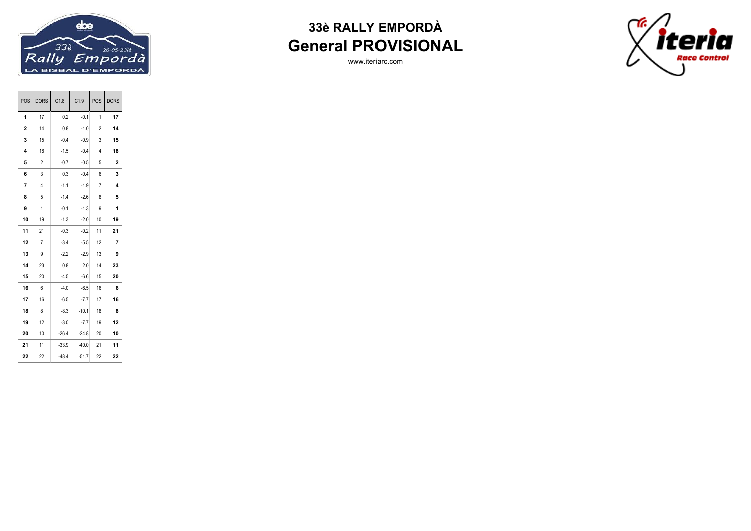# 33è RALLY EMPORDÀ

## General PROVISIONAL

www.iteriarc.com

| POS | DORS | C1.8 | C1.9 | POS | DORS |
|---|---|---|---|---|---|
| **1** | 17 | 0.2 | -0.1 | 1 | **17** |
| **2** | 14 | 0.8 | -1.0 | 2 | **14** |
| **3** | 15 | -0.4 | -0.9 | 3 | **15** |
| **4** | 18 | -1.5 | -0.4 | 4 | **18** |
| **5** | 2 | -0.7 | -0.5 | 5 | **2** |
| **6** | 3 | 0.3 | -0.4 | 6 | **3** |
| **7** | 4 | -1.1 | -1.9 | 7 | **4** |
| **8** | 5 | -1.4 | -2.6 | 8 | **5** |
| **9** | 1 | -0.1 | -1.3 | 9 | **1** |
| **10** | 19 | -1.3 | -2.0 | 10 | **19** |
| **11** | 21 | -0.3 | -0.2 | 11 | **21** |
| **12** | 7 | -3.4 | -5.5 | 12 | **7** |
| **13** | 9 | -2.2 | -2.9 | 13 | **9** |
| **14** | 23 | 0.8 | 2.0 | 14 | **23** |
| **15** | 20 | -4.5 | -6.6 | 15 | **20** |
| **16** | 6 | -4.0 | -6.5 | 16 | **6** |
| **17** | 16 | -6.5 | -7.7 | 17 | **16** |
| **18** | 8 | -8.3 | -10.1 | 18 | **8** |
| **19** | 12 | -3.0 | -7.7 | 19 | **12** |
| **20** | 10 | -26.4 | -24.8 | 20 | **10** |
| **21** | 11 | -33.9 | -40.0 | 21 | **11** |
| **22** | 22 | -48.4 | -51.7 | 22 | **22** |